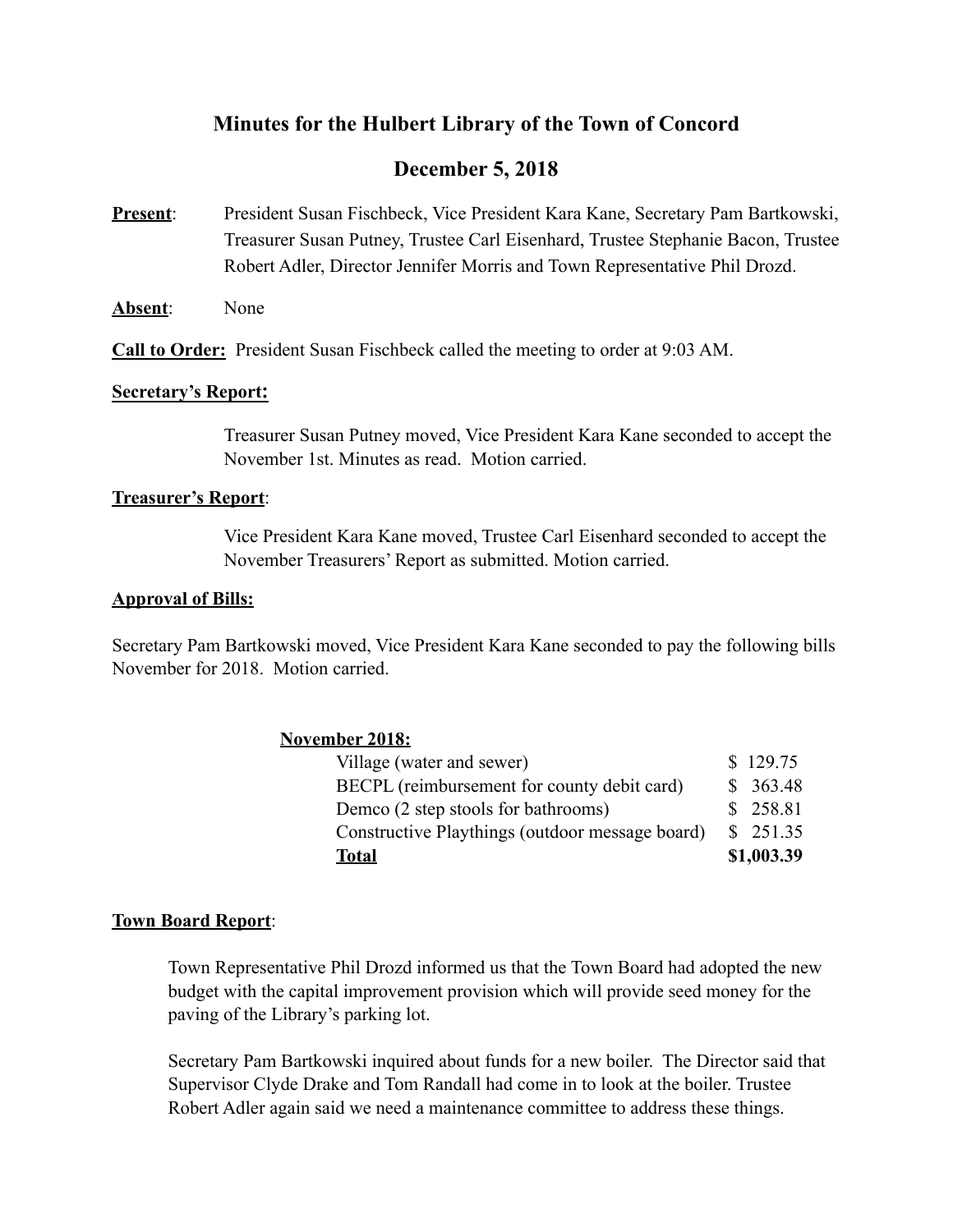# Minutes for the Hulbert Library of the Town of Concord

## December 5, 2018

**Present**: President Susan Fischbeck, Vice President Kara Kane, Secretary Pam Bartkowski, Treasurer Susan Putney, Trustee Carl Eisenhard, Trustee Stephanie Bacon, Trustee Robert Adler, Director Jennifer Morris and Town Representative Phil Drozd.

**Absent**: None

**Call to Order:** President Susan Fischbeck called the meeting to order at 9:03 AM.

**Secretary's Report:**

Treasurer Susan Putney moved, Vice President Kara Kane seconded to accept the November 1st. Minutes as read. Motion carried.

**Treasurer's Report**:

Vice President Kara Kane moved, Trustee Carl Eisenhard seconded to accept the November Treasurers' Report as submitted. Motion carried.

**Approval of Bills:**

Secretary Pam Bartkowski moved, Vice President Kara Kane seconded to pay the following bills November for 2018. Motion carried.

| **November 2018:** | |
|---|---|
| Village (water and sewer) | $ 129.75 |
| BECPL (reimbursement for county debit card) | $ 363.48 |
| Demco (2 step stools for bathrooms) | $ 258.81 |
| Constructive Playthings (outdoor message board) | $ 251.35 |
| **Total** | **$1,003.39** |

**Town Board Report**:

Town Representative Phil Drozd informed us that the Town Board had adopted the new budget with the capital improvement provision which will provide seed money for the paving of the Library's parking lot.

Secretary Pam Bartkowski inquired about funds for a new boiler. The Director said that Supervisor Clyde Drake and Tom Randall had come in to look at the boiler. Trustee Robert Adler again said we need a maintenance committee to address these things.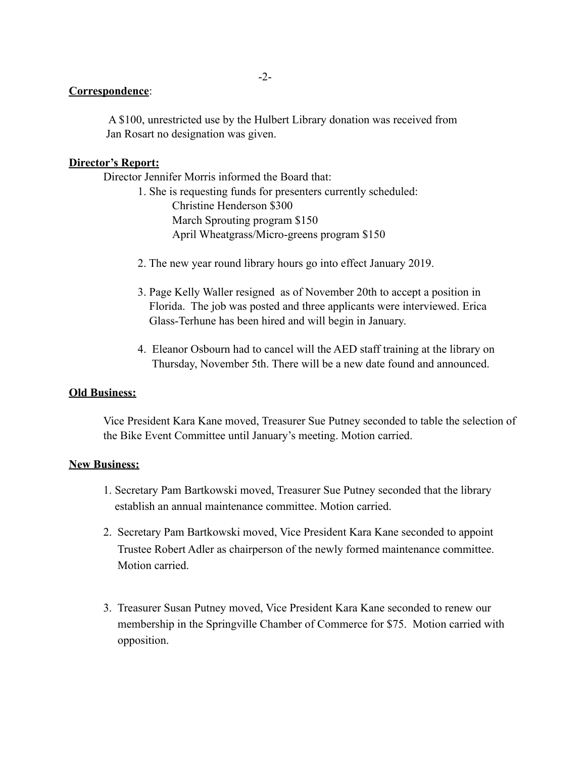**Correspondence**:

A $100, unrestricted use by the Hulbert Library donation was received from Jan Rosart no designation was given.

**Director's Report:**

Director Jennifer Morris informed the Board that:

1. She is requesting funds for presenters currently scheduled:
   Christine Henderson $300
   March Sprouting program $150
   April Wheatgrass/Micro-greens program $150

2. The new year round library hours go into effect January 2019.

3. Page Kelly Waller resigned as of November 20th to accept a position in Florida. The job was posted and three applicants were interviewed. Erica Glass-Terhune has been hired and will begin in January.

4. Eleanor Osbourn had to cancel will the AED staff training at the library on Thursday, November 5th. There will be a new date found and announced.

**Old Business:**

Vice President Kara Kane moved, Treasurer Sue Putney seconded to table the selection of the Bike Event Committee until January's meeting. Motion carried.

**New Business:**

1. Secretary Pam Bartkowski moved, Treasurer Sue Putney seconded that the library establish an annual maintenance committee. Motion carried.

2. Secretary Pam Bartkowski moved, Vice President Kara Kane seconded to appoint Trustee Robert Adler as chairperson of the newly formed maintenance committee. Motion carried.

3. Treasurer Susan Putney moved, Vice President Kara Kane seconded to renew our membership in the Springville Chamber of Commerce for $75. Motion carried with opposition.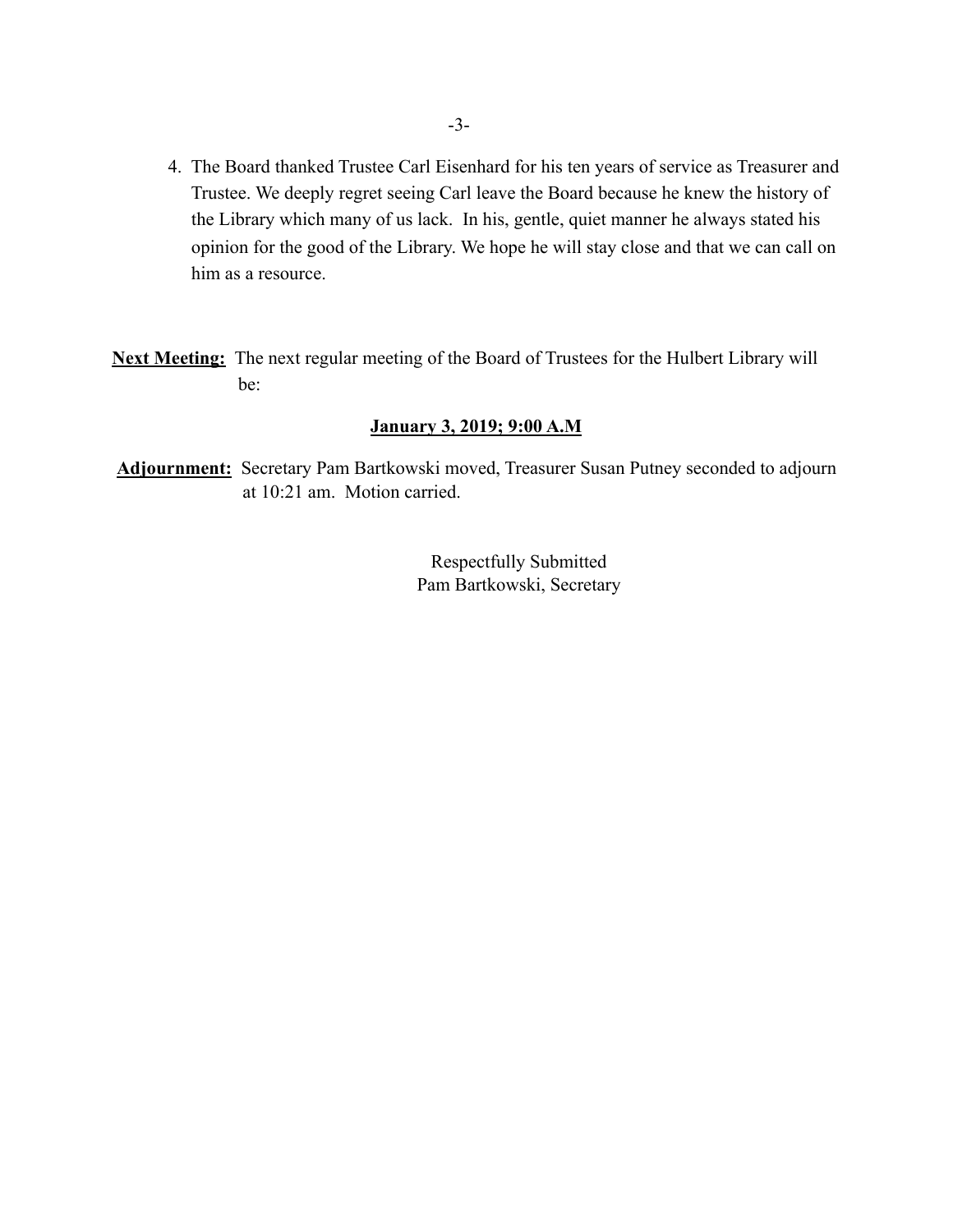4. The Board thanked Trustee Carl Eisenhard for his ten years of service as Treasurer and Trustee. We deeply regret seeing Carl leave the Board because he knew the history of the Library which many of us lack.  In his, gentle, quiet manner he always stated his opinion for the good of the Library. We hope he will stay close and that we can call on him as a resource.

**Next Meeting:** The next regular meeting of the Board of Trustees for the Hulbert Library will be:

**January 3, 2019; 9:00 A.M**

**Adjournment:** Secretary Pam Bartkowski moved, Treasurer Susan Putney seconded to adjourn at 10:21 am.  Motion carried.

Respectfully Submitted
Pam Bartkowski, Secretary